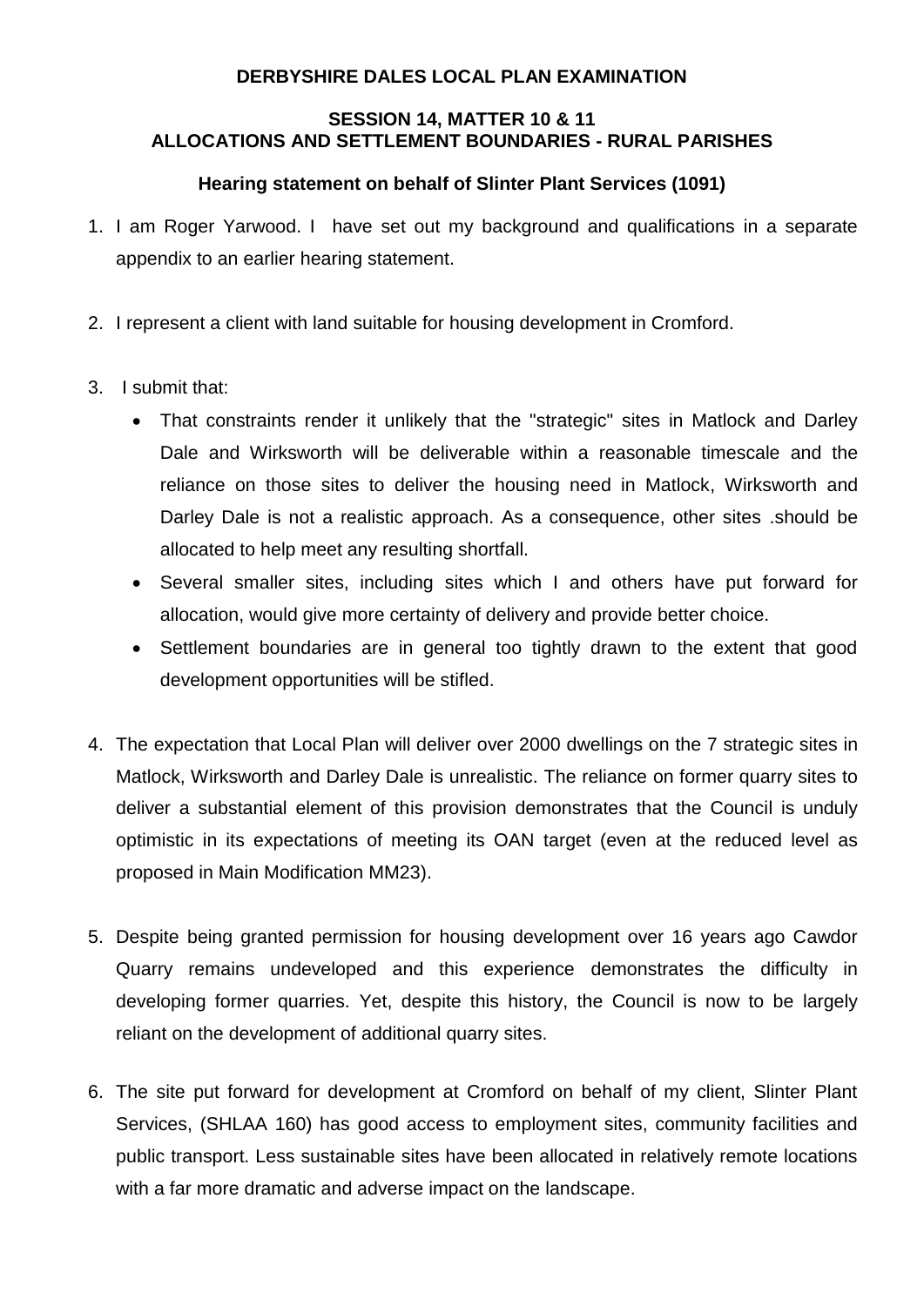**DERBYSHIRE DALES LOCAL PLAN EXAMINATION**

**SESSION 14, MATTER 10 & 11**
**ALLOCATIONS AND SETTLEMENT BOUNDARIES - RURAL PARISHES**

**Hearing statement on behalf of Slinter Plant Services (1091)**

1. I am Roger Yarwood. I have set out my background and qualifications in a separate appendix to an earlier hearing statement.

2. I represent a client with land suitable for housing development in Cromford.

3. I submit that:
   - That constraints render it unlikely that the "strategic" sites in Matlock and Darley Dale and Wirksworth will be deliverable within a reasonable timescale and the reliance on those sites to deliver the housing need in Matlock, Wirksworth and Darley Dale is not a realistic approach. As a consequence, other sites .should be allocated to help meet any resulting shortfall.
   - Several smaller sites, including sites which I and others have put forward for allocation, would give more certainty of delivery and provide better choice.
   - Settlement boundaries are in general too tightly drawn to the extent that good development opportunities will be stifled.

4. The expectation that Local Plan will deliver over 2000 dwellings on the 7 strategic sites in Matlock, Wirksworth and Darley Dale is unrealistic. The reliance on former quarry sites to deliver a substantial element of this provision demonstrates that the Council is unduly optimistic in its expectations of meeting its OAN target (even at the reduced level as proposed in Main Modification MM23).

5. Despite being granted permission for housing development over 16 years ago Cawdor Quarry remains undeveloped and this experience demonstrates the difficulty in developing former quarries. Yet, despite this history, the Council is now to be largely reliant on the development of additional quarry sites.

6. The site put forward for development at Cromford on behalf of my client, Slinter Plant Services, (SHLAA 160) has good access to employment sites, community facilities and public transport. Less sustainable sites have been allocated in relatively remote locations with a far more dramatic and adverse impact on the landscape.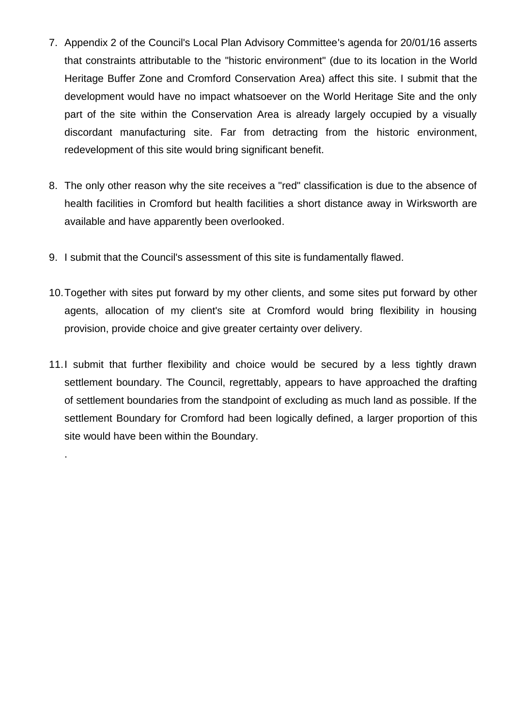7. Appendix 2 of the Council's Local Plan Advisory Committee's agenda for 20/01/16 asserts that constraints attributable to the "historic environment" (due to its location in the World Heritage Buffer Zone and Cromford Conservation Area) affect this site. I submit that the development would have no impact whatsoever on the World Heritage Site and the only part of the site within the Conservation Area is already largely occupied by a visually discordant manufacturing site. Far from detracting from the historic environment, redevelopment of this site would bring significant benefit.

8. The only other reason why the site receives a "red" classification is due to the absence of health facilities in Cromford but health facilities a short distance away in Wirksworth are available and have apparently been overlooked.

9. I submit that the Council's assessment of this site is fundamentally flawed.

10. Together with sites put forward by my other clients, and some sites put forward by other agents, allocation of my client's site at Cromford would bring flexibility in housing provision, provide choice and give greater certainty over delivery.

11. I submit that further flexibility and choice would be secured by a less tightly drawn settlement boundary. The Council, regrettably, appears to have approached the drafting of settlement boundaries from the standpoint of excluding as much land as possible. If the settlement Boundary for Cromford had been logically defined, a larger proportion of this site would have been within the Boundary.

.